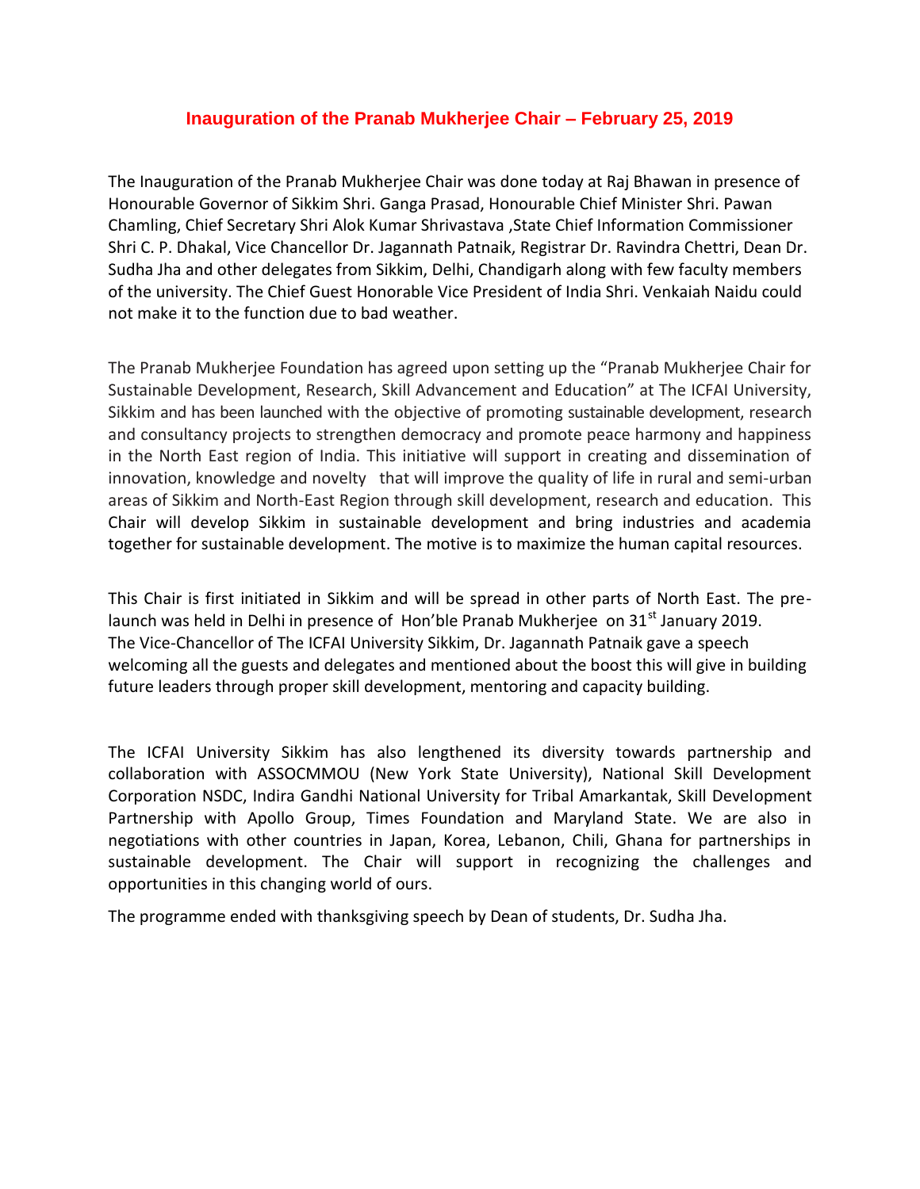# Inauguration of the Pranab Mukherjee Chair – February 25, 2019

The Inauguration of the Pranab Mukherjee Chair was done today at Raj Bhawan in presence of Honourable Governor of Sikkim Shri. Ganga Prasad, Honourable Chief Minister Shri. Pawan Chamling, Chief Secretary Shri Alok Kumar Shrivastava ,State Chief Information Commissioner Shri C. P. Dhakal, Vice Chancellor Dr. Jagannath Patnaik, Registrar Dr. Ravindra Chettri, Dean Dr. Sudha Jha and other delegates from Sikkim, Delhi, Chandigarh along with few faculty members of the university. The Chief Guest Honorable Vice President of India Shri. Venkaiah Naidu could not make it to the function due to bad weather.

The Pranab Mukherjee Foundation has agreed upon setting up the "Pranab Mukherjee Chair for Sustainable Development, Research, Skill Advancement and Education" at The ICFAI University, Sikkim and has been launched with the objective of promoting sustainable development, research and consultancy projects to strengthen democracy and promote peace harmony and happiness in the North East region of India. This initiative will support in creating and dissemination of innovation, knowledge and novelty that will improve the quality of life in rural and semi-urban areas of Sikkim and North-East Region through skill development, research and education. This Chair will develop Sikkim in sustainable development and bring industries and academia together for sustainable development. The motive is to maximize the human capital resources.

This Chair is first initiated in Sikkim and will be spread in other parts of North East. The pre-launch was held in Delhi in presence of Hon'ble Pranab Mukherjee on 31st January 2019.
The Vice-Chancellor of The ICFAI University Sikkim, Dr. Jagannath Patnaik gave a speech welcoming all the guests and delegates and mentioned about the boost this will give in building future leaders through proper skill development, mentoring and capacity building.

The ICFAI University Sikkim has also lengthened its diversity towards partnership and collaboration with ASSOCMMOU (New York State University), National Skill Development Corporation NSDC, Indira Gandhi National University for Tribal Amarkantak, Skill Development Partnership with Apollo Group, Times Foundation and Maryland State. We are also in negotiations with other countries in Japan, Korea, Lebanon, Chili, Ghana for partnerships in sustainable development. The Chair will support in recognizing the challenges and opportunities in this changing world of ours.

The programme ended with thanksgiving speech by Dean of students, Dr. Sudha Jha.